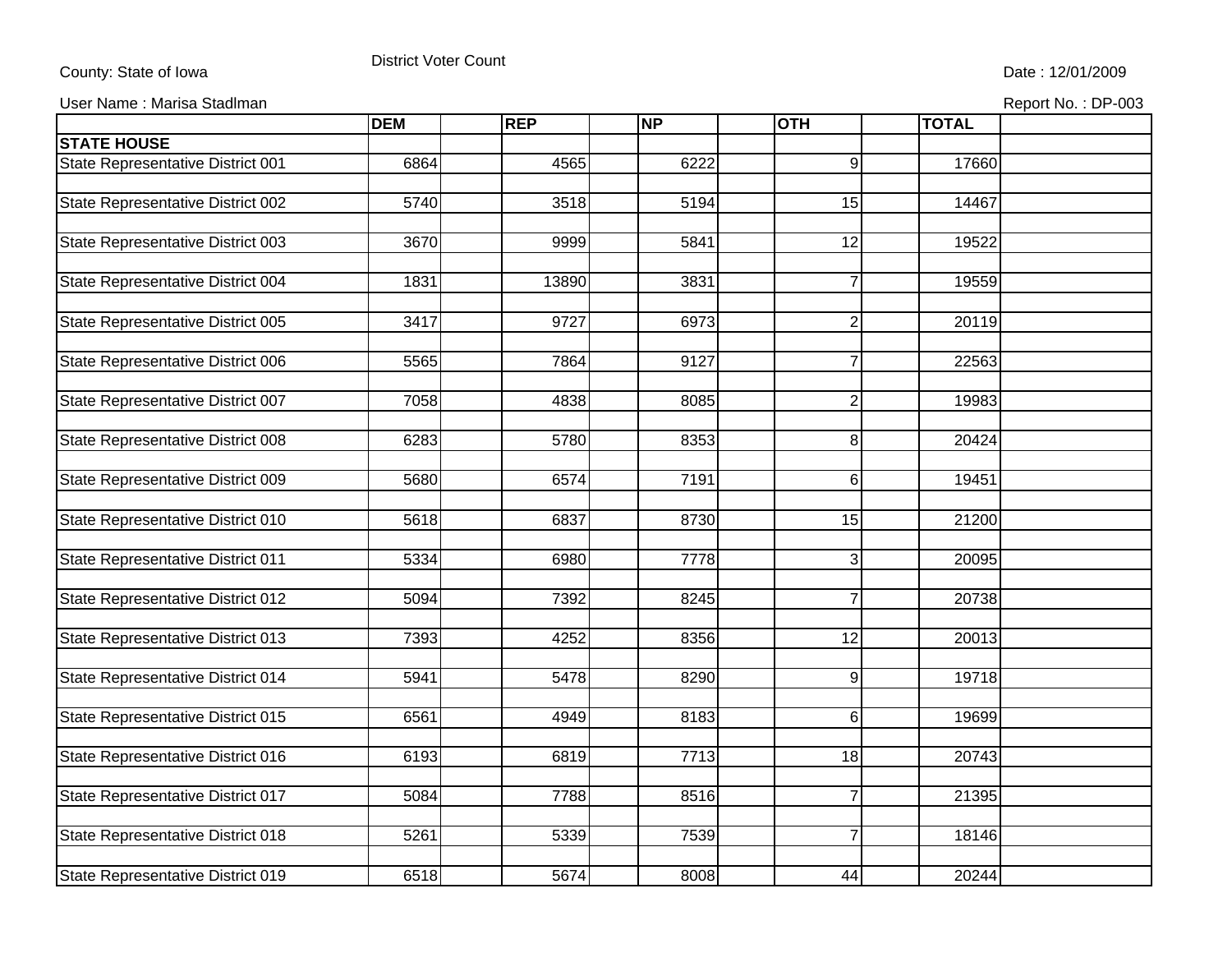County: State of Iowa

District Voter Count

Date : 12/01/2009

User Name : Marisa Stadlman

Report No. : DP-003

| | DEM | REP | NP | OTH | TOTAL |
|---|---|---|---|---|---|
| **STATE HOUSE** | | | | | |
| State Representative District 001 | 6864 | 4565 | 6222 | 9 | 17660 |
| State Representative District 002 | 5740 | 3518 | 5194 | 15 | 14467 |
| State Representative District 003 | 3670 | 9999 | 5841 | 12 | 19522 |
| State Representative District 004 | 1831 | 13890 | 3831 | 7 | 19559 |
| State Representative District 005 | 3417 | 9727 | 6973 | 2 | 20119 |
| State Representative District 006 | 5565 | 7864 | 9127 | 7 | 22563 |
| State Representative District 007 | 7058 | 4838 | 8085 | 2 | 19983 |
| State Representative District 008 | 6283 | 5780 | 8353 | 8 | 20424 |
| State Representative District 009 | 5680 | 6574 | 7191 | 6 | 19451 |
| State Representative District 010 | 5618 | 6837 | 8730 | 15 | 21200 |
| State Representative District 011 | 5334 | 6980 | 7778 | 3 | 20095 |
| State Representative District 012 | 5094 | 7392 | 8245 | 7 | 20738 |
| State Representative District 013 | 7393 | 4252 | 8356 | 12 | 20013 |
| State Representative District 014 | 5941 | 5478 | 8290 | 9 | 19718 |
| State Representative District 015 | 6561 | 4949 | 8183 | 6 | 19699 |
| State Representative District 016 | 6193 | 6819 | 7713 | 18 | 20743 |
| State Representative District 017 | 5084 | 7788 | 8516 | 7 | 21395 |
| State Representative District 018 | 5261 | 5339 | 7539 | 7 | 18146 |
| State Representative District 019 | 6518 | 5674 | 8008 | 44 | 20244 |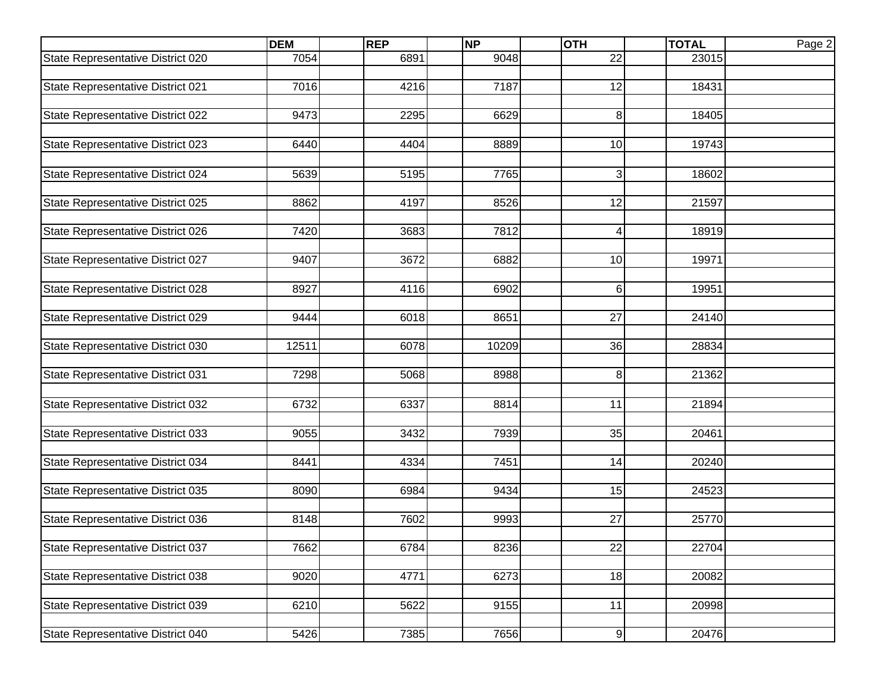| | DEM | REP | NP | OTH | TOTAL |
|---|---|---|---|---|---|
| State Representative District 020 | 7054 | 6891 | 9048 | 22 | 23015 |
| State Representative District 021 | 7016 | 4216 | 7187 | 12 | 18431 |
| State Representative District 022 | 9473 | 2295 | 6629 | 8 | 18405 |
| State Representative District 023 | 6440 | 4404 | 8889 | 10 | 19743 |
| State Representative District 024 | 5639 | 5195 | 7765 | 3 | 18602 |
| State Representative District 025 | 8862 | 4197 | 8526 | 12 | 21597 |
| State Representative District 026 | 7420 | 3683 | 7812 | 4 | 18919 |
| State Representative District 027 | 9407 | 3672 | 6882 | 10 | 19971 |
| State Representative District 028 | 8927 | 4116 | 6902 | 6 | 19951 |
| State Representative District 029 | 9444 | 6018 | 8651 | 27 | 24140 |
| State Representative District 030 | 12511 | 6078 | 10209 | 36 | 28834 |
| State Representative District 031 | 7298 | 5068 | 8988 | 8 | 21362 |
| State Representative District 032 | 6732 | 6337 | 8814 | 11 | 21894 |
| State Representative District 033 | 9055 | 3432 | 7939 | 35 | 20461 |
| State Representative District 034 | 8441 | 4334 | 7451 | 14 | 20240 |
| State Representative District 035 | 8090 | 6984 | 9434 | 15 | 24523 |
| State Representative District 036 | 8148 | 7602 | 9993 | 27 | 25770 |
| State Representative District 037 | 7662 | 6784 | 8236 | 22 | 22704 |
| State Representative District 038 | 9020 | 4771 | 6273 | 18 | 20082 |
| State Representative District 039 | 6210 | 5622 | 9155 | 11 | 20998 |
| State Representative District 040 | 5426 | 7385 | 7656 | 9 | 20476 |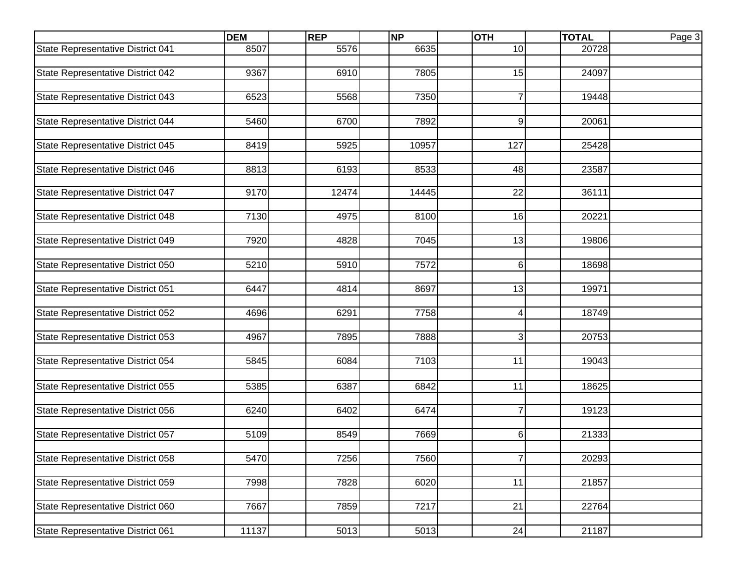| | DEM | REP | NP | OTH | TOTAL |
|---|---|---|---|---|---|
| State Representative District 041 | 8507 | 5576 | 6635 | 10 | 20728 |
| State Representative District 042 | 9367 | 6910 | 7805 | 15 | 24097 |
| State Representative District 043 | 6523 | 5568 | 7350 | 7 | 19448 |
| State Representative District 044 | 5460 | 6700 | 7892 | 9 | 20061 |
| State Representative District 045 | 8419 | 5925 | 10957 | 127 | 25428 |
| State Representative District 046 | 8813 | 6193 | 8533 | 48 | 23587 |
| State Representative District 047 | 9170 | 12474 | 14445 | 22 | 36111 |
| State Representative District 048 | 7130 | 4975 | 8100 | 16 | 20221 |
| State Representative District 049 | 7920 | 4828 | 7045 | 13 | 19806 |
| State Representative District 050 | 5210 | 5910 | 7572 | 6 | 18698 |
| State Representative District 051 | 6447 | 4814 | 8697 | 13 | 19971 |
| State Representative District 052 | 4696 | 6291 | 7758 | 4 | 18749 |
| State Representative District 053 | 4967 | 7895 | 7888 | 3 | 20753 |
| State Representative District 054 | 5845 | 6084 | 7103 | 11 | 19043 |
| State Representative District 055 | 5385 | 6387 | 6842 | 11 | 18625 |
| State Representative District 056 | 6240 | 6402 | 6474 | 7 | 19123 |
| State Representative District 057 | 5109 | 8549 | 7669 | 6 | 21333 |
| State Representative District 058 | 5470 | 7256 | 7560 | 7 | 20293 |
| State Representative District 059 | 7998 | 7828 | 6020 | 11 | 21857 |
| State Representative District 060 | 7667 | 7859 | 7217 | 21 | 22764 |
| State Representative District 061 | 11137 | 5013 | 5013 | 24 | 21187 |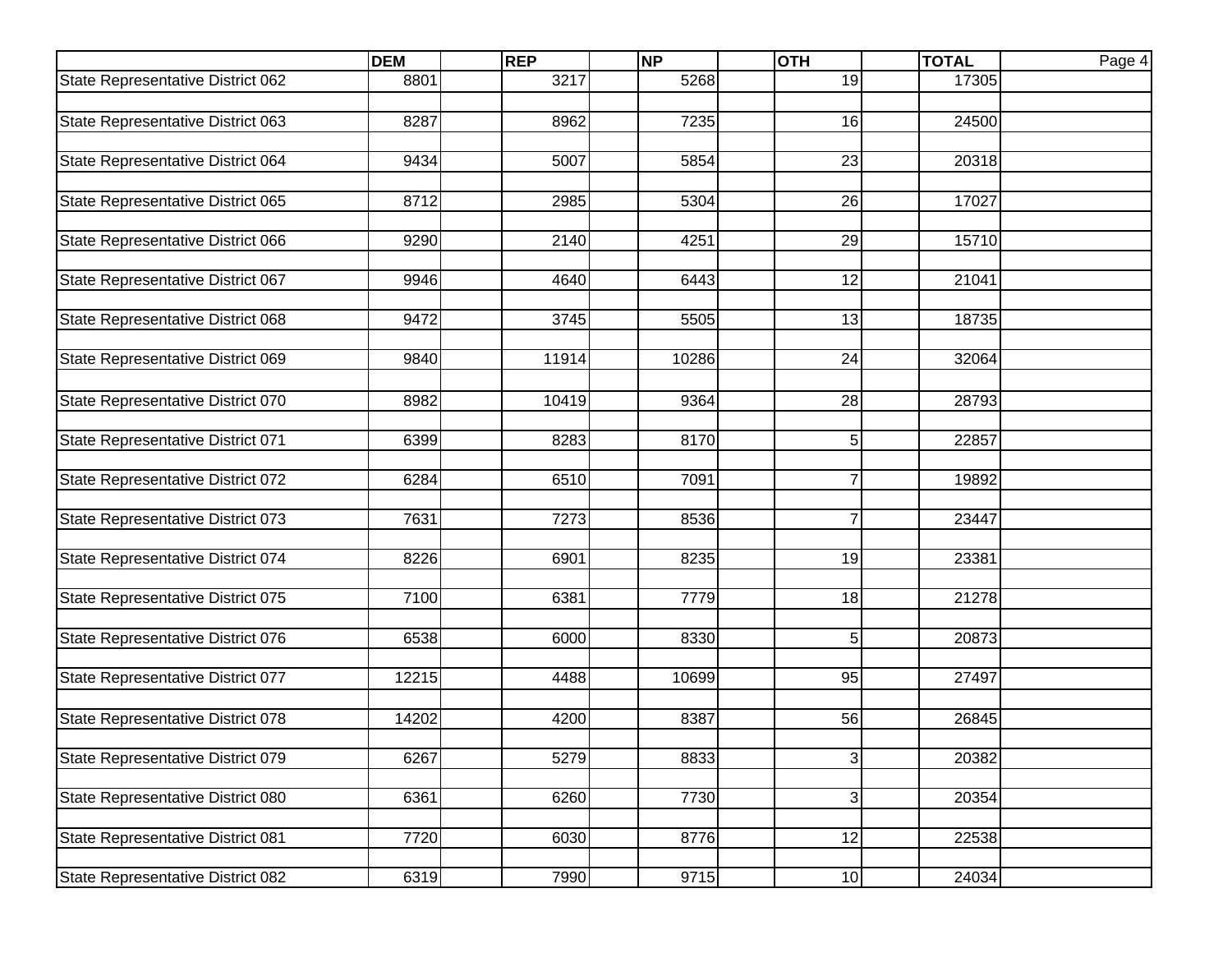| | DEM | REP | NP | OTH | TOTAL |
|---|---|---|---|---|---|
| State Representative District 062 | 8801 | 3217 | 5268 | 19 | 17305 |
| State Representative District 063 | 8287 | 8962 | 7235 | 16 | 24500 |
| State Representative District 064 | 9434 | 5007 | 5854 | 23 | 20318 |
| State Representative District 065 | 8712 | 2985 | 5304 | 26 | 17027 |
| State Representative District 066 | 9290 | 2140 | 4251 | 29 | 15710 |
| State Representative District 067 | 9946 | 4640 | 6443 | 12 | 21041 |
| State Representative District 068 | 9472 | 3745 | 5505 | 13 | 18735 |
| State Representative District 069 | 9840 | 11914 | 10286 | 24 | 32064 |
| State Representative District 070 | 8982 | 10419 | 9364 | 28 | 28793 |
| State Representative District 071 | 6399 | 8283 | 8170 | 5 | 22857 |
| State Representative District 072 | 6284 | 6510 | 7091 | 7 | 19892 |
| State Representative District 073 | 7631 | 7273 | 8536 | 7 | 23447 |
| State Representative District 074 | 8226 | 6901 | 8235 | 19 | 23381 |
| State Representative District 075 | 7100 | 6381 | 7779 | 18 | 21278 |
| State Representative District 076 | 6538 | 6000 | 8330 | 5 | 20873 |
| State Representative District 077 | 12215 | 4488 | 10699 | 95 | 27497 |
| State Representative District 078 | 14202 | 4200 | 8387 | 56 | 26845 |
| State Representative District 079 | 6267 | 5279 | 8833 | 3 | 20382 |
| State Representative District 080 | 6361 | 6260 | 7730 | 3 | 20354 |
| State Representative District 081 | 7720 | 6030 | 8776 | 12 | 22538 |
| State Representative District 082 | 6319 | 7990 | 9715 | 10 | 24034 |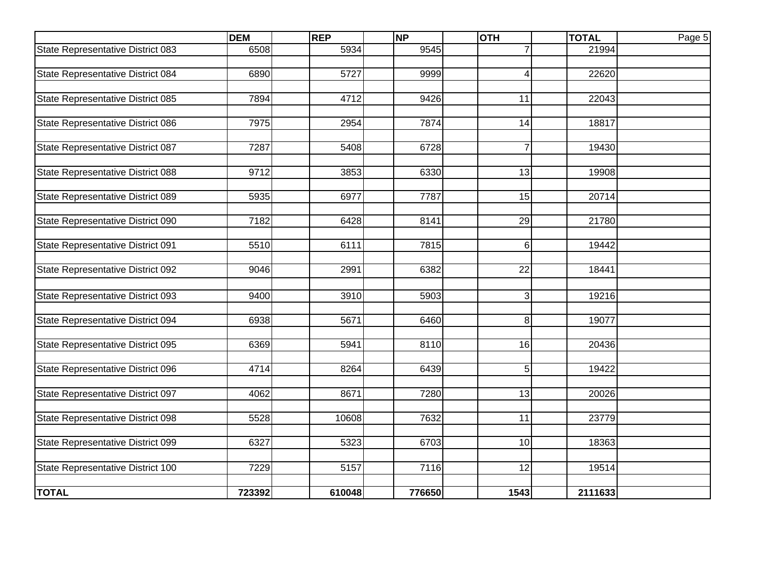| | DEM | REP | NP | OTH | TOTAL |
|---|---|---|---|---|---|
| State Representative District 083 | 6508 | 5934 | 9545 | 7 | 21994 |
| State Representative District 084 | 6890 | 5727 | 9999 | 4 | 22620 |
| State Representative District 085 | 7894 | 4712 | 9426 | 11 | 22043 |
| State Representative District 086 | 7975 | 2954 | 7874 | 14 | 18817 |
| State Representative District 087 | 7287 | 5408 | 6728 | 7 | 19430 |
| State Representative District 088 | 9712 | 3853 | 6330 | 13 | 19908 |
| State Representative District 089 | 5935 | 6977 | 7787 | 15 | 20714 |
| State Representative District 090 | 7182 | 6428 | 8141 | 29 | 21780 |
| State Representative District 091 | 5510 | 6111 | 7815 | 6 | 19442 |
| State Representative District 092 | 9046 | 2991 | 6382 | 22 | 18441 |
| State Representative District 093 | 9400 | 3910 | 5903 | 3 | 19216 |
| State Representative District 094 | 6938 | 5671 | 6460 | 8 | 19077 |
| State Representative District 095 | 6369 | 5941 | 8110 | 16 | 20436 |
| State Representative District 096 | 4714 | 8264 | 6439 | 5 | 19422 |
| State Representative District 097 | 4062 | 8671 | 7280 | 13 | 20026 |
| State Representative District 098 | 5528 | 10608 | 7632 | 11 | 23779 |
| State Representative District 099 | 6327 | 5323 | 6703 | 10 | 18363 |
| State Representative District 100 | 7229 | 5157 | 7116 | 12 | 19514 |
| **TOTAL** | **723392** | **610048** | **776650** | **1543** | **2111633** |